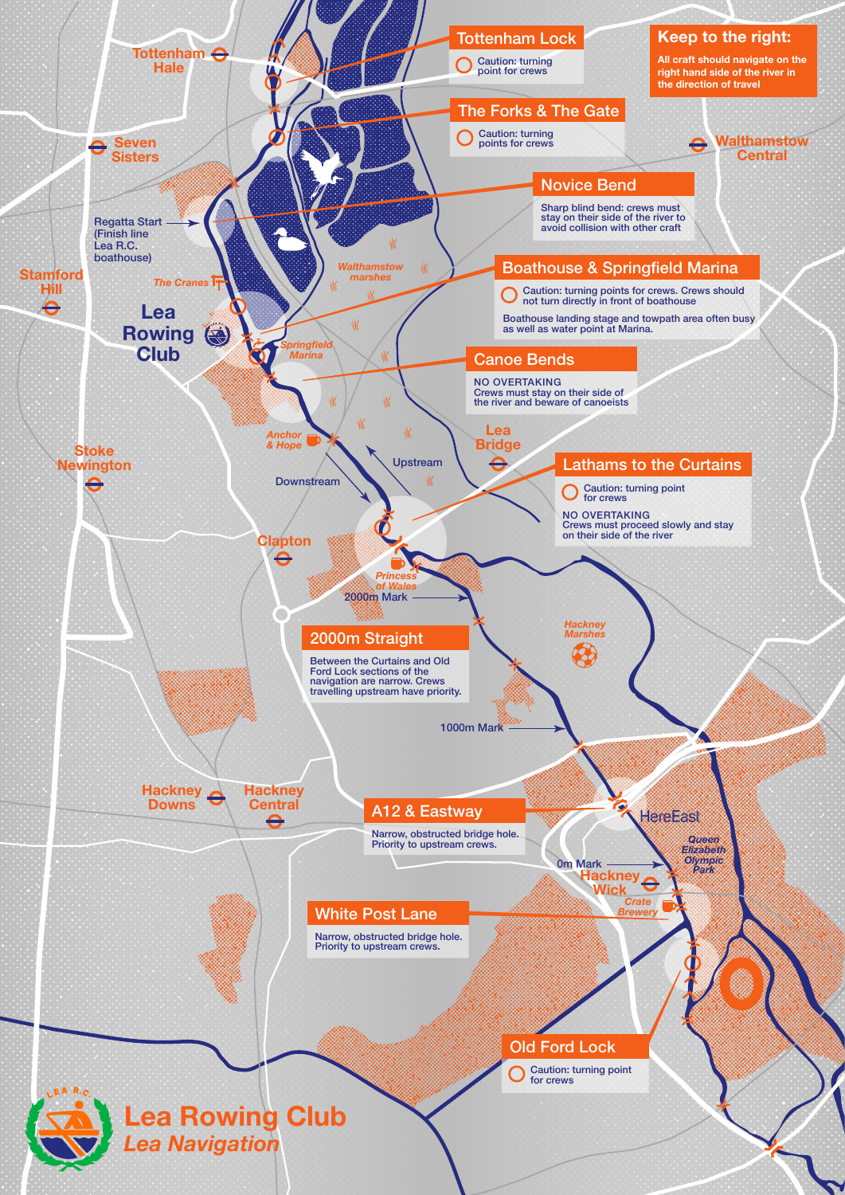# Lea Rowing Club
## *Lea Navigation*

### Keep to the right:

All craft should navigate on the right hand side of the river in the direction of travel

### Tottenham Lock

Caution: turning point for crews

### The Forks & The Gate

Caution: turning points for crews

### Novice Bend

Sharp blind bend: crews must stay on their side of the river to avoid collision with other craft

### Boathouse & Springfield Marina

Caution: turning points for crews. Crews should not turn directly in front of boathouse

Boathouse landing stage and towpath area often busy as well as water point at Marina.

### Canoe Bends

NO OVERTAKING
Crews must stay on their side of the river and beware of canoeists

### Lathams to the Curtains

Caution: turning point for crews

NO OVERTAKING
Crews must proceed slowly and stay on their side of the river

### 2000m Straight

Between the Curtains and Old Ford Lock sections of the navigation are narrow. Crews travelling upstream have priority.

### A12 & Eastway

Narrow, obstructed bridge hole. Priority to upstream crews.

### White Post Lane

Narrow, obstructed bridge hole. Priority to upstream crews.

### Old Ford Lock

Caution: turning point for crews

Tottenham Hale
Seven Sisters
Walthamstow Central
Regatta Start (Finish line Lea R.C. boathouse)
Walthamstow marshes
The Cranes
Stamford Hill
Lea Rowing Club
Springfield Marina
Anchor & Hope
Stoke Newington
Lea Bridge
Upstream
Downstream
Clapton
Princess of Wales
2000m Mark
Hackney Marshes
1000m Mark
Hackney Downs
Hackney Central
HereEast
Queen Elizabeth Olympic Park
0m Mark
Hackney Wick
Crate Brewery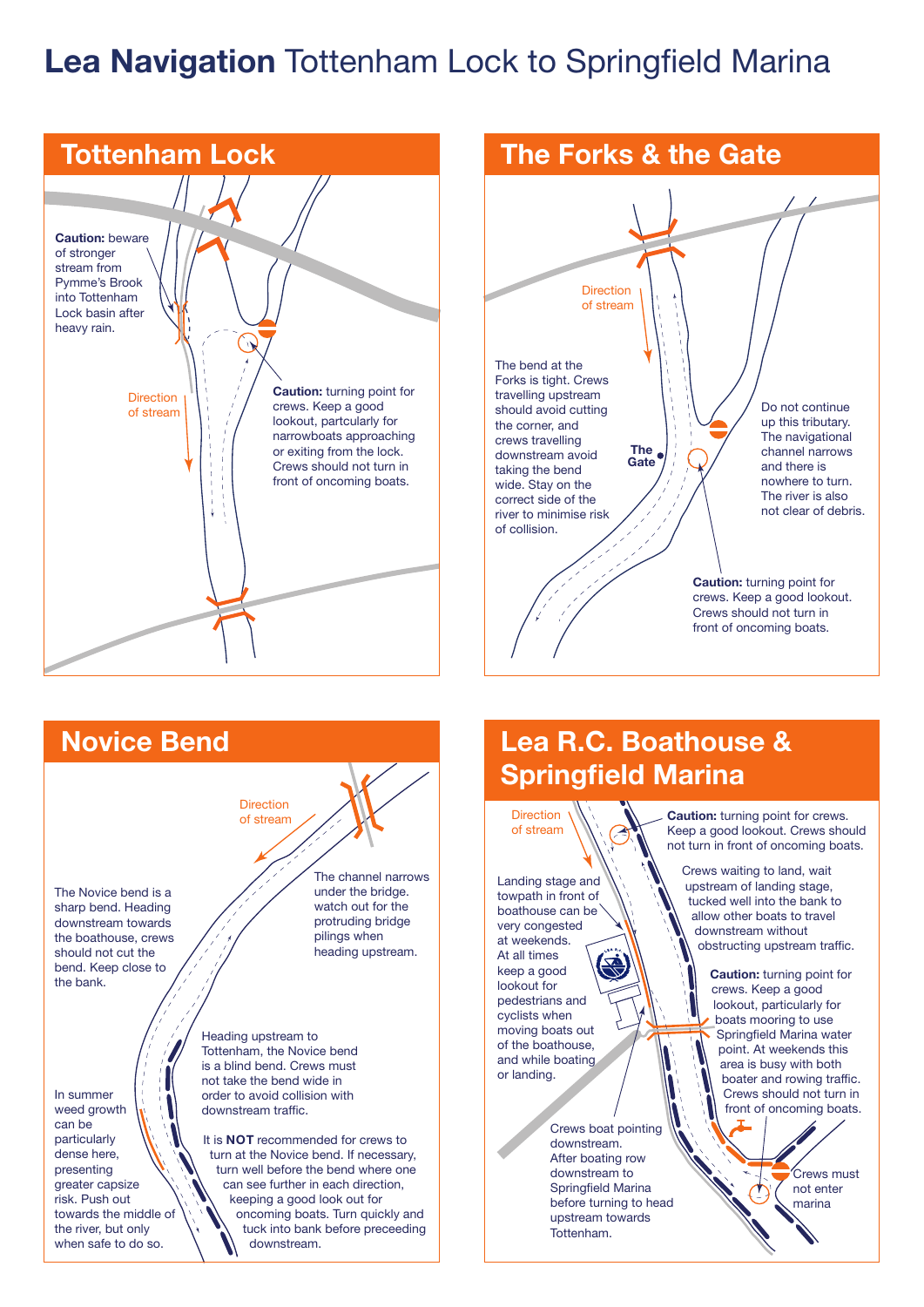# **Lea Navigation** Tottenham Lock to Springfield Marina

## Tottenham Lock

**Caution:** beware of stronger stream from Pymme's Brook into Tottenham Lock basin after heavy rain.

Direction of stream

**Caution:** turning point for crews. Keep a good lookout, partcularly for narrowboats approaching or exiting from the lock. Crews should not turn in front of oncoming boats.

## The Forks & the Gate

Direction of stream

The bend at the Forks is tight. Crews travelling upstream should avoid cutting the corner, and crews travelling downstream avoid taking the bend wide. Stay on the correct side of the river to minimise risk of collision.

The Gate

Do not continue up this tributary. The navigational channel narrows and there is nowhere to turn. The river is also not clear of debris.

**Caution:** turning point for crews. Keep a good lookout. Crews should not turn in front of oncoming boats.

## Novice Bend

Direction of stream

The channel narrows under the bridge. watch out for the protruding bridge pilings when heading upstream.

The Novice bend is a sharp bend. Heading downstream towards the boathouse, crews should not cut the bend. Keep close to the bank.

Heading upstream to Tottenham, the Novice bend is a blind bend. Crews must not take the bend wide in order to avoid collision with downstream traffic.

In summer weed growth can be particularly dense here, presenting greater capsize risk. Push out towards the middle of the river, but only when safe to do so.

It is **NOT** recommended for crews to turn at the Novice bend. If necessary, turn well before the bend where one can see further in each direction, keeping a good look out for oncoming boats. Turn quickly and tuck into bank before preceeding downstream.

## Lea R.C. Boathouse & Springfield Marina

Direction of stream

**Caution:** turning point for crews. Keep a good lookout. Crews should not turn in front of oncoming boats.

Landing stage and towpath in front of boathouse can be very congested at weekends. At all times keep a good lookout for pedestrians and cyclists when moving boats out of the boathouse, and while boating or landing.

Crews waiting to land, wait upstream of landing stage, tucked well into the bank to allow other boats to travel downstream without obstructing upstream traffic.

**Caution:** turning point for crews. Keep a good lookout, particularly for boats mooring to use Springfield Marina water point. At weekends this area is busy with both boater and rowing traffic. Crews should not turn in front of oncoming boats.

Crews boat pointing downstream. After boating row downstream to Springfield Marina before turning to head upstream towards Tottenham.

Crews must not enter marina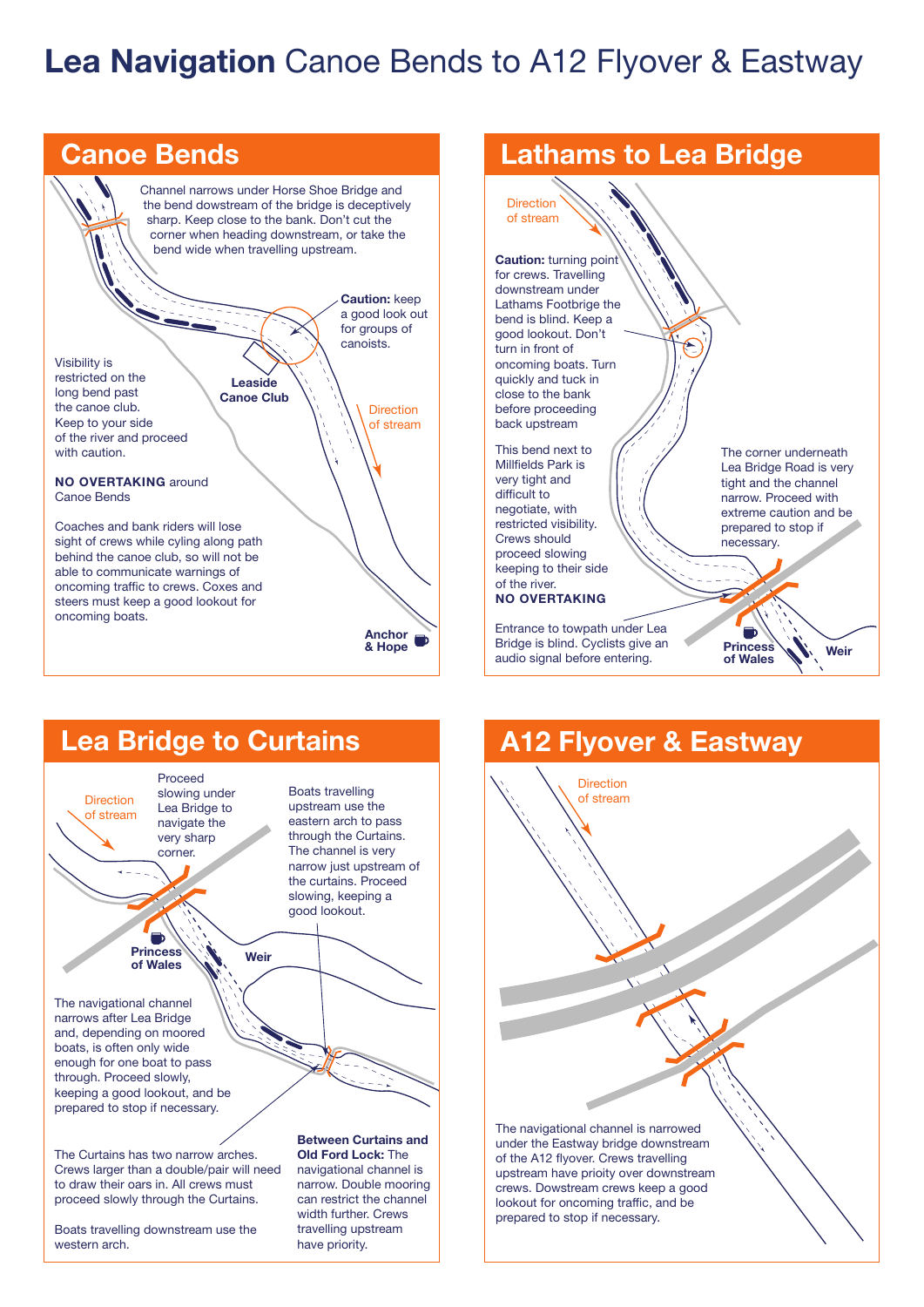# **Lea Navigation** Canoe Bends to A12 Flyover & Eastway

## Canoe Bends

Channel narrows under Horse Shoe Bridge and the bend dowstream of the bridge is deceptively sharp. Keep close to the bank. Don't cut the corner when heading downstream, or take the bend wide when travelling upstream.

**Caution:** keep a good look out for groups of canoists.

**Leaside Canoe Club**

Direction of stream

Visibility is restricted on the long bend past the canoe club. Keep to your side of the river and proceed with caution.

**NO OVERTAKING** around Canoe Bends

Coaches and bank riders will lose sight of crews while cyling along path behind the canoe club, so will not be able to communicate warnings of oncoming traffic to crews. Coxes and steers must keep a good lookout for oncoming boats.

**Anchor & Hope**

## Lathams to Lea Bridge

Direction of stream

**Caution:** turning point for crews. Travelling downstream under Lathams Footbrige the bend is blind. Keep a good lookout. Don't turn in front of oncoming boats. Turn quickly and tuck in close to the bank before proceeding back upstream

This bend next to Millfields Park is very tight and difficult to negotiate, with restricted visibility. Crews should proceed slowing keeping to their side of the river.
**NO OVERTAKING**

The corner underneath Lea Bridge Road is very tight and the channel narrow. Proceed with extreme caution and be prepared to stop if necessary.

Entrance to towpath under Lea Bridge is blind. Cyclists give an audio signal before entering.

**Princess of Wales**

**Weir**

## Lea Bridge to Curtains

Direction of stream

Proceed slowing under Lea Bridge to navigate the very sharp corner.

Boats travelling upstream use the eastern arch to pass through the Curtains. The channel is very narrow just upstream of the curtains. Proceed with slowing, keeping a good lookout.

**Princess of Wales**

**Weir**

The navigational channel narrows after Lea Bridge and, depending on moored boats, is often only wide enough for one boat to pass through. Proceed slowly, keeping a good lookout, and be prepared to stop if necessary.

The Curtains has two narrow arches. Crews larger than a double/pair will need to draw their oars in. All crews must proceed slowly through the Curtains.

Boats travelling downstream use the western arch.

**Between Curtains and Old Ford Lock:** The navigational channel is narrow. Double mooring can restrict the channel width further. Crews travelling upstream have priority.

## A12 Flyover & Eastway

Direction of stream

The navigational channel is narrowed under the Eastway bridge downstream of the A12 flyover. Crews travelling upstream have prioity over downstream crews. Dowstream crews keep a good lookout for oncoming traffic, and be prepared to stop if necessary.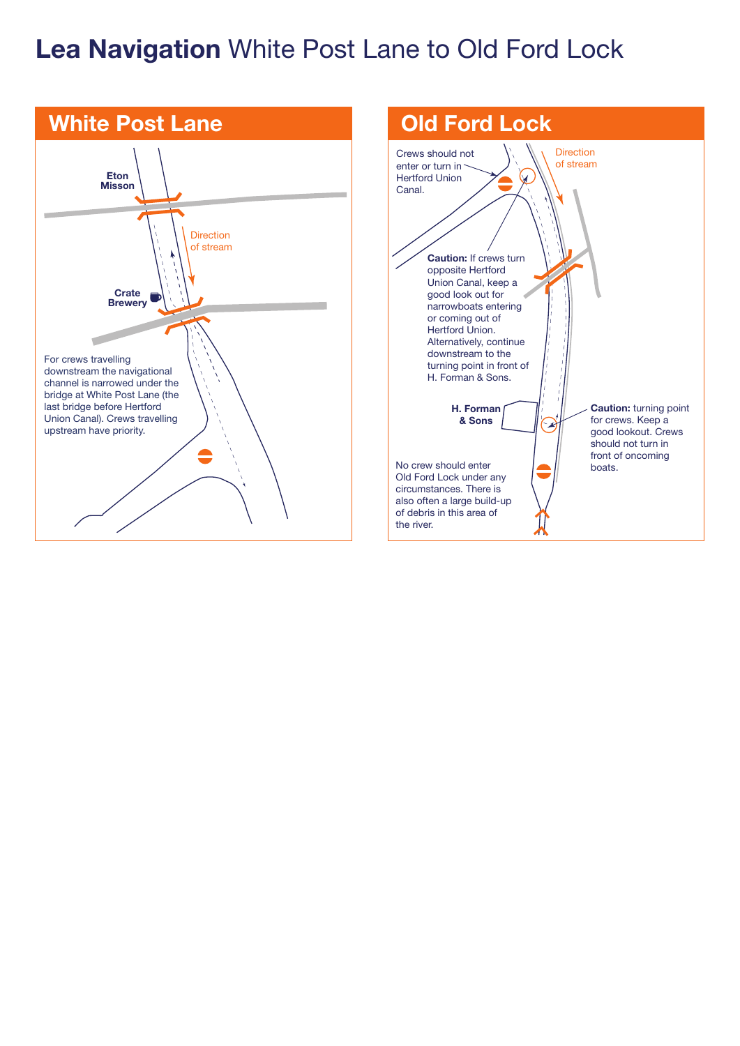# **Lea Navigation** White Post Lane to Old Ford Lock

## White Post Lane

Eton Misson

Direction of stream

Crate Brewery

For crews travelling downstream the navigational channel is narrowed under the bridge at White Post Lane (the last bridge before Hertford Union Canal). Crews travelling upstream have priority.

## Old Ford Lock

Crews should not enter or turn in Hertford Union Canal.

Direction of stream

**Caution:** If crews turn opposite Hertford Union Canal, keep a good look out for narrowboats entering or coming out of Hertford Union. Alternatively, continue downstream to the turning point in front of H. Forman & Sons.

H. Forman & Sons

**Caution:** turning point for crews. Keep a good lookout. Crews should not turn in front of oncoming boats.

No crew should enter Old Ford Lock under any circumstances. There is also often a large build-up of debris in this area of the river.